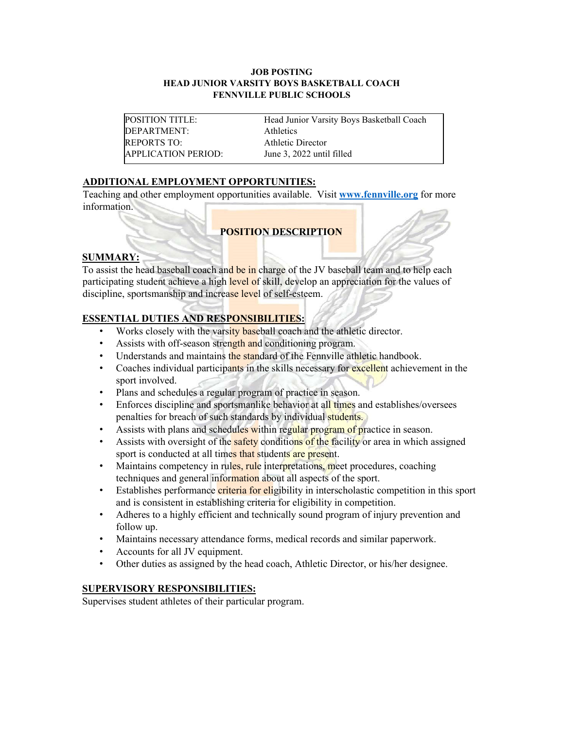**JOB POSTING**
**HEAD JUNIOR VARSITY BOYS BASKETBALL COACH**
**FENNVILLE PUBLIC SCHOOLS**

| | |
|---|---|
| POSITION TITLE: | Head Junior Varsity Boys Basketball Coach |
| DEPARTMENT: | Athletics |
| REPORTS TO: | Athletic Director |
| APPLICATION PERIOD: | June 3, 2022 until filled |

## ADDITIONAL EMPLOYMENT OPPORTUNITIES:

Teaching and other employment opportunities available. Visit **www.fennville.org** for more information.

## POSITION DESCRIPTION

## SUMMARY:

To assist the head baseball coach and be in charge of the JV baseball team and to help each participating student achieve a high level of skill, develop an appreciation for the values of discipline, sportsmanship and increase level of self-esteem.

## ESSENTIAL DUTIES AND RESPONSIBILITIES:

- Works closely with the varsity baseball coach and the athletic director.
- Assists with off-season strength and conditioning program.
- Understands and maintains the standard of the Fennville athletic handbook.
- Coaches individual participants in the skills necessary for excellent achievement in the sport involved.
- Plans and schedules a regular program of practice in season.
- Enforces discipline and sportsmanlike behavior at all times and establishes/oversees penalties for breach of such standards by individual students.
- Assists with plans and schedules within regular program of practice in season.
- Assists with oversight of the safety conditions of the facility or area in which assigned sport is conducted at all times that students are present.
- Maintains competency in rules, rule interpretations, meet procedures, coaching techniques and general information about all aspects of the sport.
- Establishes performance criteria for eligibility in interscholastic competition in this sport and is consistent in establishing criteria for eligibility in competition.
- Adheres to a highly efficient and technically sound program of injury prevention and follow up.
- Maintains necessary attendance forms, medical records and similar paperwork.
- Accounts for all JV equipment.
- Other duties as assigned by the head coach, Athletic Director, or his/her designee.

## SUPERVISORY RESPONSIBILITIES:

Supervises student athletes of their particular program.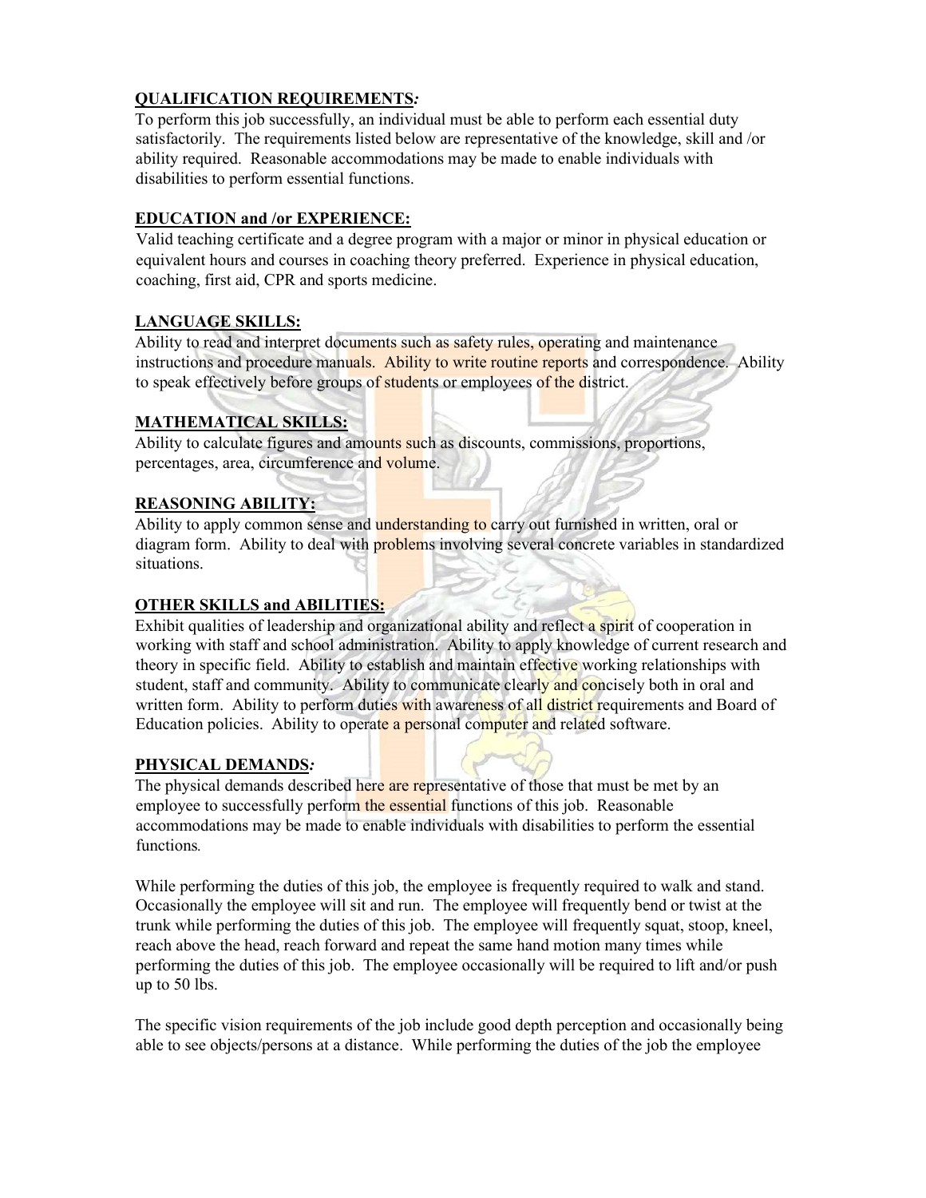**QUALIFICATION REQUIREMENTS*:***

To perform this job successfully, an individual must be able to perform each essential duty satisfactorily. The requirements listed below are representative of the knowledge, skill and /or ability required. Reasonable accommodations may be made to enable individuals with disabilities to perform essential functions.

**EDUCATION and /or EXPERIENCE:**

Valid teaching certificate and a degree program with a major or minor in physical education or equivalent hours and courses in coaching theory preferred. Experience in physical education, coaching, first aid, CPR and sports medicine.

**LANGUAGE SKILLS:**

Ability to read and interpret documents such as safety rules, operating and maintenance instructions and procedure manuals. Ability to write routine reports and correspondence. Ability to speak effectively before groups of students or employees of the district.

**MATHEMATICAL SKILLS:**

Ability to calculate figures and amounts such as discounts, commissions, proportions, percentages, area, circumference and volume.

**REASONING ABILITY:**

Ability to apply common sense and understanding to carry out furnished in written, oral or diagram form. Ability to deal with problems involving several concrete variables in standardized situations.

**OTHER SKILLS and ABILITIES:**

Exhibit qualities of leadership and organizational ability and reflect a spirit of cooperation in working with staff and school administration. Ability to apply knowledge of current research and theory in specific field. Ability to establish and maintain effective working relationships with student, staff and community. Ability to communicate clearly and concisely both in oral and written form. Ability to perform duties with awareness of all district requirements and Board of Education policies. Ability to operate a personal computer and related software.

**PHYSICAL DEMANDS*:***

The physical demands described here are representative of those that must be met by an employee to successfully perform the essential functions of this job. Reasonable accommodations may be made to enable individuals with disabilities to perform the essential functions*.*

While performing the duties of this job, the employee is frequently required to walk and stand. Occasionally the employee will sit and run. The employee will frequently bend or twist at the trunk while performing the duties of this job. The employee will frequently squat, stoop, kneel, reach above the head, reach forward and repeat the same hand motion many times while performing the duties of this job. The employee occasionally will be required to lift and/or push up to 50 lbs.

The specific vision requirements of the job include good depth perception and occasionally being able to see objects/persons at a distance. While performing the duties of the job the employee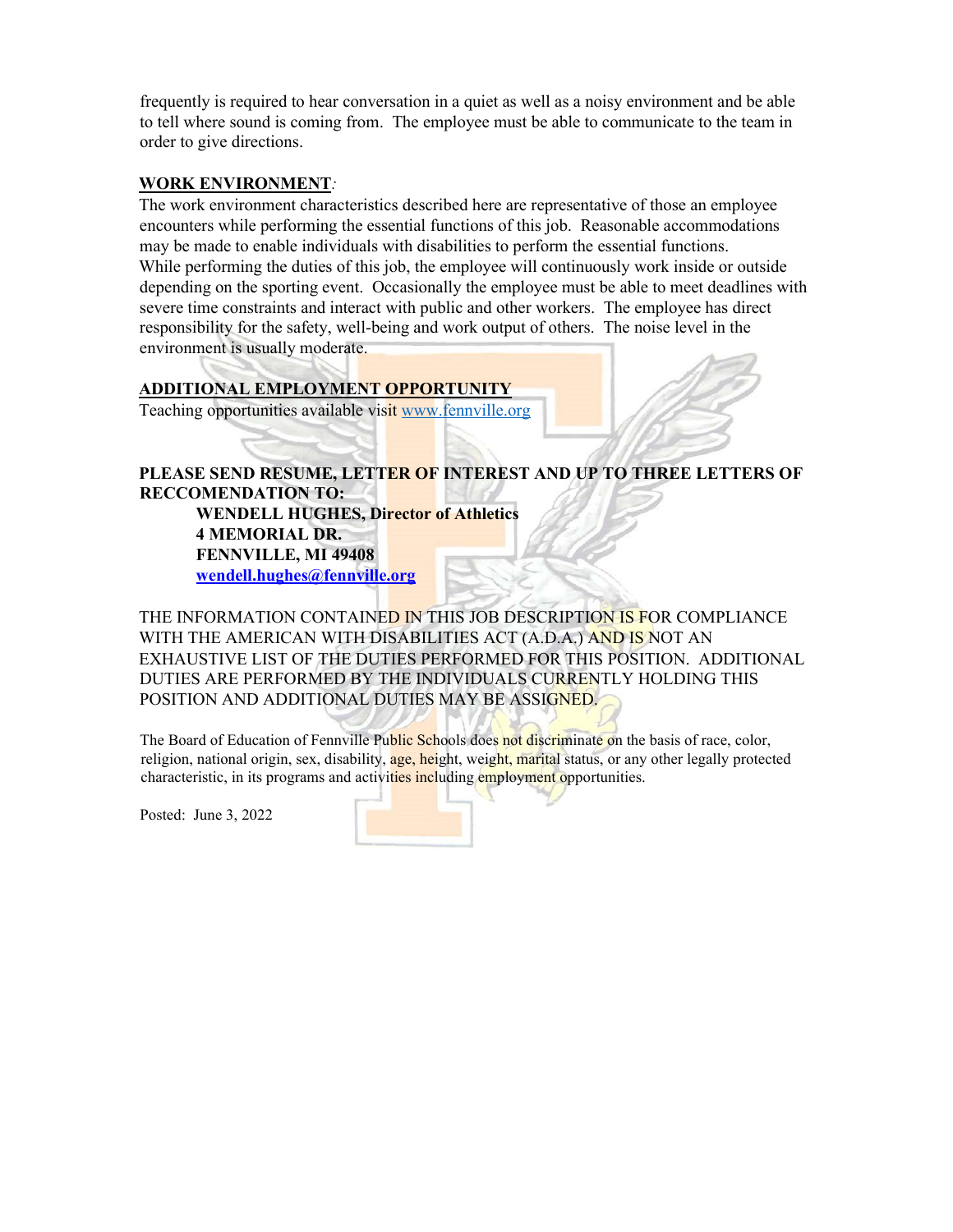frequently is required to hear conversation in a quiet as well as a noisy environment and be able to tell where sound is coming from. The employee must be able to communicate to the team in order to give directions.

**WORK ENVIRONMENT***:*

The work environment characteristics described here are representative of those an employee encounters while performing the essential functions of this job. Reasonable accommodations may be made to enable individuals with disabilities to perform the essential functions.
While performing the duties of this job, the employee will continuously work inside or outside depending on the sporting event. Occasionally the employee must be able to meet deadlines with severe time constraints and interact with public and other workers. The employee has direct responsibility for the safety, well-being and work output of others. The noise level in the environment is usually moderate.

**ADDITIONAL EMPLOYMENT OPPORTUNITY**

Teaching opportunities available visit www.fennville.org

**PLEASE SEND RESUME, LETTER OF INTEREST AND UP TO THREE LETTERS OF RECCOMENDATION TO:**

**WENDELL HUGHES, Director of Athletics**
**4 MEMORIAL DR.**
**FENNVILLE, MI 49408**
**wendell.hughes@fennville.org**

THE INFORMATION CONTAINED IN THIS JOB DESCRIPTION IS FOR COMPLIANCE WITH THE AMERICAN WITH DISABILITIES ACT (A.D.A.) AND IS NOT AN EXHAUSTIVE LIST OF THE DUTIES PERFORMED FOR THIS POSITION. ADDITIONAL DUTIES ARE PERFORMED BY THE INDIVIDUALS CURRENTLY HOLDING THIS POSITION AND ADDITIONAL DUTIES MAY BE ASSIGNED.

The Board of Education of Fennville Public Schools does not discriminate on the basis of race, color, religion, national origin, sex, disability, age, height, weight, marital status, or any other legally protected characteristic, in its programs and activities including employment opportunities.

Posted: June 3, 2022